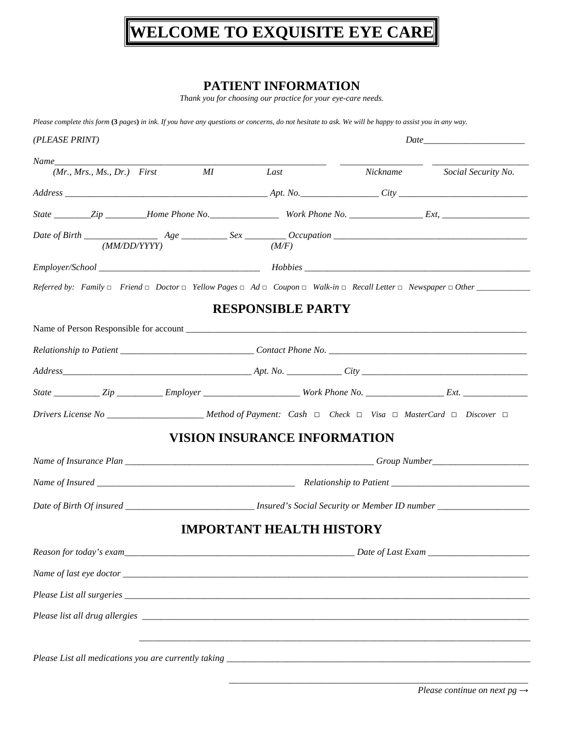# WELCOME TO EXQUISITE EYE CARE

## PATIENT INFORMATION

*Thank you for choosing our practice for your eye-care needs.*

*Please complete this form* **(3** *pages***)** *in ink. If you have any questions or concerns, do not hesitate to ask. We will be happy to assist you in any way.*

*(PLEASE PRINT)* *Date*______________________

*Name*___________________________________________________________ _________________ ____________________
*(Mr., Mrs., Ms., Dr.) First MI Last Nickname Social Security No.*

*Address* ___________________________________________ *Apt. No.*_________________ *City* ____________________________

*State* ________*Zip* _________*Home Phone No.*_______________ *Work Phone No.* ________________ *Ext,* ___________________

*Date of Birth* ________________ *Age* __________ *Sex* _________ *Occupation* __________________________________________
*(MM/DD/YYYY) (M/F)*

*Employer/School* ___________________________________ *Hobbies* ___________________________________________________

*Referred by: Family □ Friend □ Doctor □ Yellow Pages □ Ad □ Coupon □ Walk-in □ Recall Letter □ Newspaper □ Other* ____________

## RESPONSIBLE PARTY

Name of Person Responsible for account ____________________________________________________________________________

*Relationship to Patient* _____________________________ *Contact Phone No.* ____________________________________________

*Address*__________________________________________ *Apt. No.* ____________ *City* ____________________________________

*State* __________ *Zip* __________ *Employer* _____________________ *Work Phone No.* _________________ *Ext.* ______________

*Drivers License No* _____________________ *Method of Payment: Cash □ Check □ Visa □ MasterCard □ Discover □*

## VISION INSURANCE INFORMATION

*Name of Insurance Plan* _____________________________________________________ *Group Number*_____________________

*Name of Insured* ___________________________________________ *Relationship to Patient* ______________________________

*Date of Birth Of insured* ___________________________ *Insured's Social Security or Member ID number* ___________________

## IMPORTANT HEALTH HISTORY

*Reason for today's exam*___________________________________________________ *Date of Last Exam* ______________________

*Name of last eye doctor* ___________________________________________________________________________________________

*Please List all surgeries* ___________________________________________________________________________________________

*Please list all drug allergies* _______________________________________________________________________________________

_______________________________________________________________________________________

*Please List all medications you are currently taking* ____________________________________________________________________

____________________________________________________________________

*Please continue on next pg →*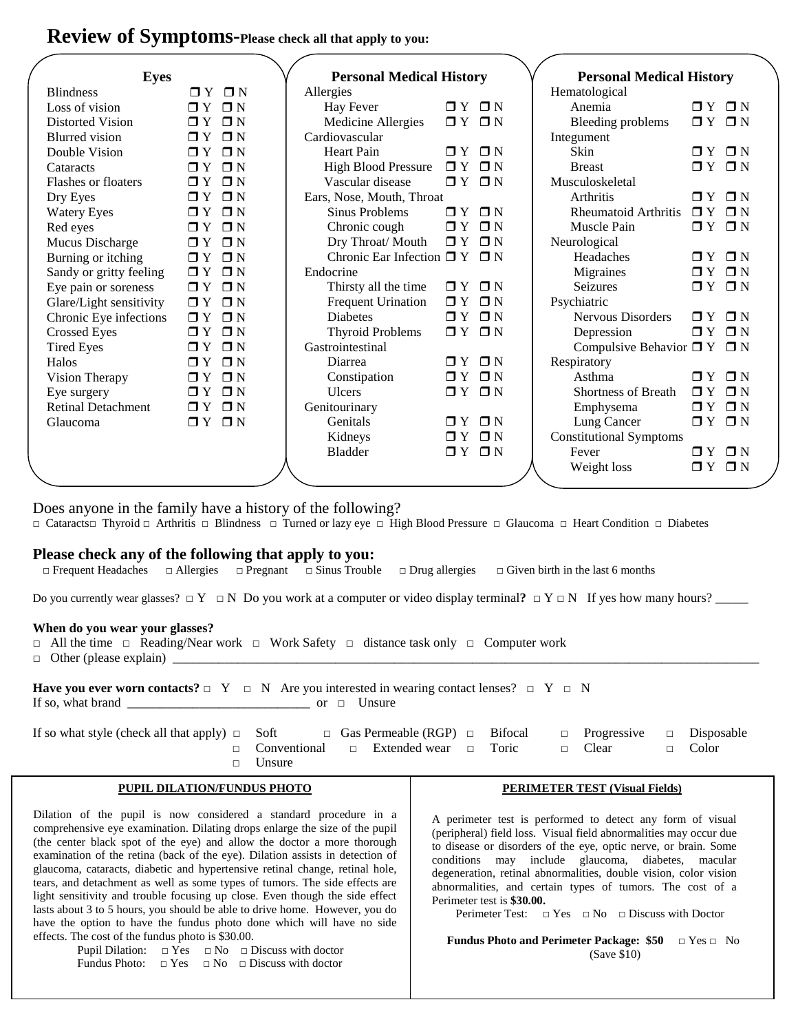# Review of Symptoms-Please check all that apply to you:

### Eyes

| Symptom | Y | N |
|---|---|---|
| Blindness | ❐ Y | ❐ N |
| Loss of vision | ❐ Y | ❐ N |
| Distorted Vision | ❐ Y | ❐ N |
| Blurred vision | ❐ Y | ❐ N |
| Double Vision | ❐ Y | ❐ N |
| Cataracts | ❐ Y | ❐ N |
| Flashes or floaters | ❐ Y | ❐ N |
| Dry Eyes | ❐ Y | ❐ N |
| Watery Eyes | ❐ Y | ❐ N |
| Red eyes | ❐ Y | ❐ N |
| Mucus Discharge | ❐ Y | ❐ N |
| Burning or itching | ❐ Y | ❐ N |
| Sandy or gritty feeling | ❐ Y | ❐ N |
| Eye pain or soreness | ❐ Y | ❐ N |
| Glare/Light sensitivity | ❐ Y | ❐ N |
| Chronic Eye infections | ❐ Y | ❐ N |
| Crossed Eyes | ❐ Y | ❐ N |
| Tired Eyes | ❐ Y | ❐ N |
| Halos | ❐ Y | ❐ N |
| Vision Therapy | ❐ Y | ❐ N |
| Eye surgery | ❐ Y | ❐ N |
| Retinal Detachment | ❐ Y | ❐ N |
| Glaucoma | ❐ Y | ❐ N |

### Personal Medical History

| Condition | Y | N |
|---|---|---|
| **Allergies** | | |
| Hay Fever | ❐ Y | ❐ N |
| Medicine Allergies | ❐ Y | ❐ N |
| **Cardiovascular** | | |
| Heart Pain | ❐ Y | ❐ N |
| High Blood Pressure | ❐ Y | ❐ N |
| Vascular disease | ❐ Y | ❐ N |
| **Ears, Nose, Mouth, Throat** | | |
| Sinus Problems | ❐ Y | ❐ N |
| Chronic cough | ❐ Y | ❐ N |
| Dry Throat/ Mouth | ❐ Y | ❐ N |
| Chronic Ear Infection | ❐ Y | ❐ N |
| **Endocrine** | | |
| Thirsty all the time | ❐ Y | ❐ N |
| Frequent Urination | ❐ Y | ❐ N |
| Diabetes | ❐ Y | ❐ N |
| Thyroid Problems | ❐ Y | ❐ N |
| **Gastrointestinal** | | |
| Diarrea | ❐ Y | ❐ N |
| Constipation | ❐ Y | ❐ N |
| Ulcers | ❐ Y | ❐ N |
| **Genitourinary** | | |
| Genitals | ❐ Y | ❐ N |
| Kidneys | ❐ Y | ❐ N |
| Bladder | ❐ Y | ❐ N |

### Personal Medical History

| Condition | Y | N |
|---|---|---|
| **Hematological** | | |
| Anemia | ❐ Y | ❐ N |
| Bleeding problems | ❐ Y | ❐ N |
| **Integument** | | |
| Skin | ❐ Y | ❐ N |
| Breast | ❐ Y | ❐ N |
| **Musculoskeletal** | | |
| Arthritis | ❐ Y | ❐ N |
| Rheumatoid Arthritis | ❐ Y | ❐ N |
| Muscle Pain | ❐ Y | ❐ N |
| **Neurological** | | |
| Headaches | ❐ Y | ❐ N |
| Migraines | ❐ Y | ❐ N |
| Seizures | ❐ Y | ❐ N |
| **Psychiatric** | | |
| Nervous Disorders | ❐ Y | ❐ N |
| Depression | ❐ Y | ❐ N |
| Compulsive Behavior | ❐ Y | ❐ N |
| **Respiratory** | | |
| Asthma | ❐ Y | ❐ N |
| Shortness of Breath | ❐ Y | ❐ N |
| Emphysema | ❐ Y | ❐ N |
| Lung Cancer | ❐ Y | ❐ N |
| **Constitutional Symptoms** | | |
| Fever | ❐ Y | ❐ N |
| Weight loss | ❐ Y | ❐ N |

Does anyone in the family have a history of the following?

□ Cataracts □ Thyroid □ Arthritis □ Blindness □ Turned or lazy eye □ High Blood Pressure □ Glaucoma □ Heart Condition □ Diabetes

**Please check any of the following that apply to you:**

□ Frequent Headaches □ Allergies □ Pregnant □ Sinus Trouble □ Drug allergies □ Given birth in the last 6 months

Do you currently wear glasses? □ Y □ N Do you work at a computer or video display terminal**?** □ Y □ N If yes how many hours? _____

**When do you wear your glasses?**

□ All the time □ Reading/Near work □ Work Safety □ distance task only □ Computer work

□ Other (please explain) ______________________________________________________________________________

**Have you ever worn contacts?** □ Y □ N Are you interested in wearing contact lenses? □ Y □ N

If so, what brand ____________________________ or □ Unsure

If so what style (check all that apply) □ Soft □ Gas Permeable (RGP) □ Bifocal □ Progressive □ Disposable
□ Conventional □ Extended wear □ Toric □ Clear □ Color
□ Unsure

**PUPIL DILATION/FUNDUS PHOTO**

Dilation of the pupil is now considered a standard procedure in a comprehensive eye examination. Dilating drops enlarge the size of the pupil (the center black spot of the eye) and allow the doctor a more thorough examination of the retina (back of the eye). Dilation assists in detection of glaucoma, cataracts, diabetic and hypertensive retinal change, retinal hole, tears, and detachment as well as some types of tumors. The side effects are light sensitivity and trouble focusing up close. Even though the side effect lasts about 3 to 5 hours, you should be able to drive home. However, you do have the option to have the fundus photo done which will have no side effects. The cost of the fundus photo is $30.00.

Pupil Dilation: □ Yes □ No □ Discuss with doctor
Fundus Photo: □ Yes □ No □ Discuss with doctor

**PERIMETER TEST (Visual Fields)**

A perimeter test is performed to detect any form of visual (peripheral) field loss. Visual field abnormalities may occur due to disease or disorders of the eye, optic nerve, or brain. Some conditions may include glaucoma, diabetes, macular degeneration, retinal abnormalities, double vision, color vision abnormalities, and certain types of tumors. The cost of a Perimeter test is **$30.00.**

Perimeter Test: □ Yes □ No □ Discuss with Doctor

**Fundus Photo and Perimeter Package: $50** □ Yes □ No
(Save $10)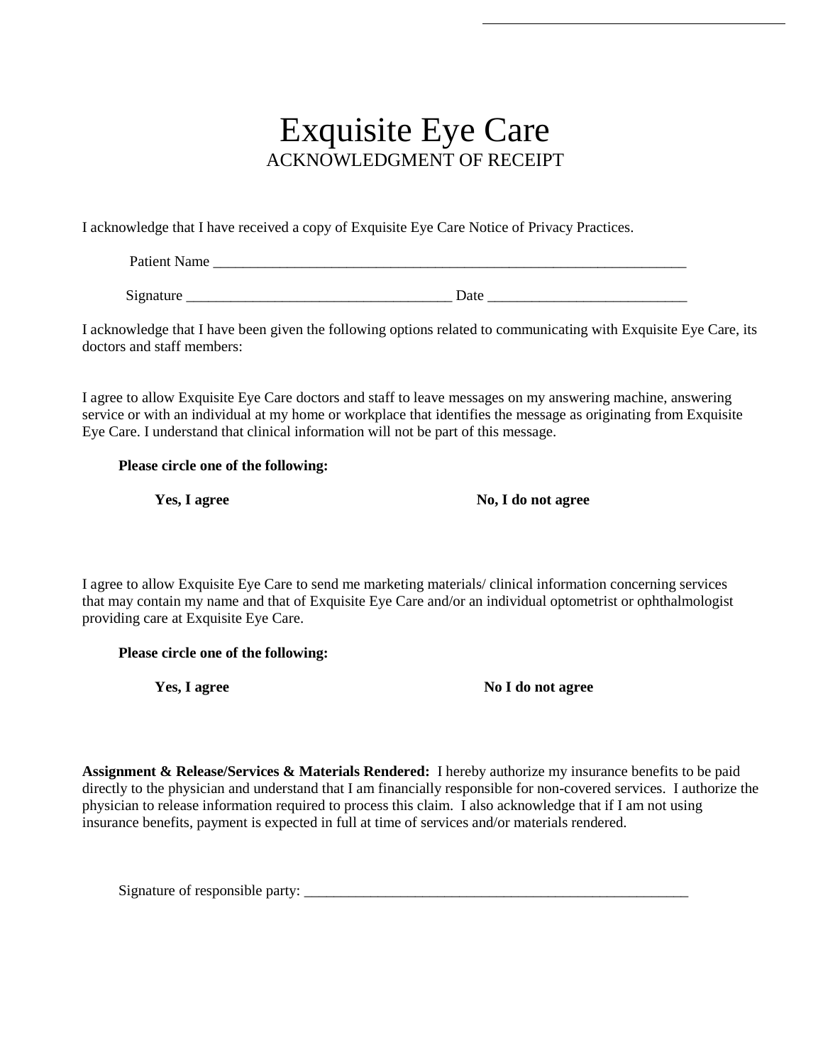# Exquisite Eye Care

## ACKNOWLEDGMENT OF RECEIPT

I acknowledge that I have received a copy of Exquisite Eye Care Notice of Privacy Practices.

Patient Name ___________________________________________________________________

Signature ____________________________________ Date ___________________________

I acknowledge that I have been given the following options related to communicating with Exquisite Eye Care, its doctors and staff members:

I agree to allow Exquisite Eye Care doctors and staff to leave messages on my answering machine, answering service or with an individual at my home or workplace that identifies the message as originating from Exquisite Eye Care. I understand that clinical information will not be part of this message.

**Please circle one of the following:**

**Yes, I agree** **No, I do not agree**

I agree to allow Exquisite Eye Care to send me marketing materials/ clinical information concerning services that may contain my name and that of Exquisite Eye Care and/or an individual optometrist or ophthalmologist providing care at Exquisite Eye Care.

**Please circle one of the following:**

**Yes, I agree** **No I do not agree**

**Assignment & Release/Services & Materials Rendered:** I hereby authorize my insurance benefits to be paid directly to the physician and understand that I am financially responsible for non-covered services. I authorize the physician to release information required to process this claim. I also acknowledge that if I am not using insurance benefits, payment is expected in full at time of services and/or materials rendered.

Signature of responsible party: _______________________________________________________